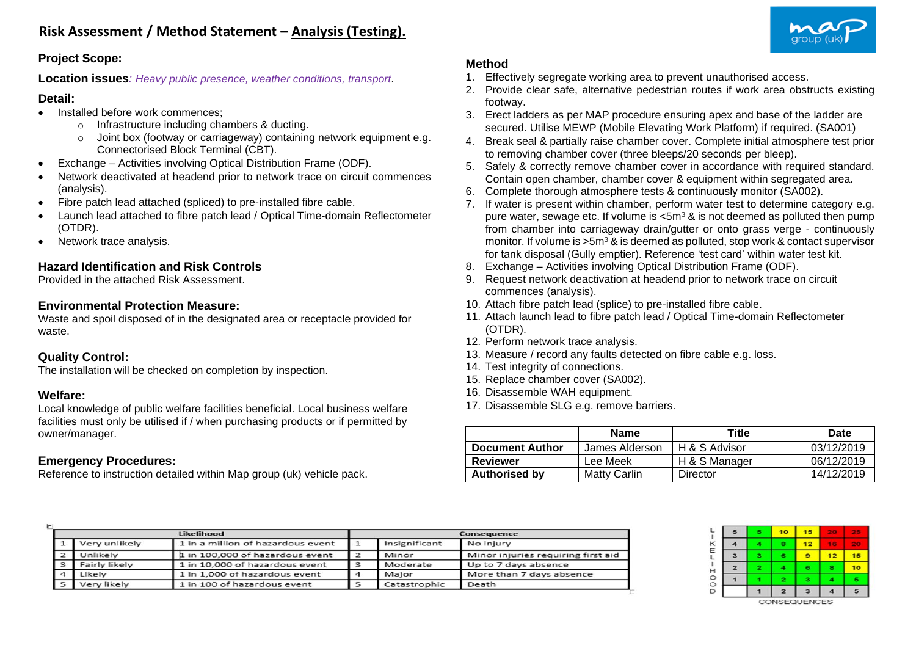# Risk Assessment / Method Statement – Analysis (Testing).

**Project Scope:**

**Location issues***: Heavy public presence, weather conditions, transport*.

**Detail:**

- Installed before work commences;
  - Infrastructure including chambers & ducting.
  - Joint box (footway or carriageway) containing network equipment e.g. Connectorised Block Terminal (CBT).
- Exchange – Activities involving Optical Distribution Frame (ODF).
- Network deactivated at headend prior to network trace on circuit commences (analysis).
- Fibre patch lead attached (spliced) to pre-installed fibre cable.
- Launch lead attached to fibre patch lead / Optical Time-domain Reflectometer (OTDR).
- Network trace analysis.

**Hazard Identification and Risk Controls**

Provided in the attached Risk Assessment.

**Environmental Protection Measure:**

Waste and spoil disposed of in the designated area or receptacle provided for waste.

**Quality Control:**

The installation will be checked on completion by inspection.

**Welfare:**

Local knowledge of public welfare facilities beneficial. Local business welfare facilities must only be utilised if / when purchasing products or if permitted by owner/manager.

**Emergency Procedures:**

Reference to instruction detailed within Map group (uk) vehicle pack.

**Method**

1. Effectively segregate working area to prevent unauthorised access.
2. Provide clear safe, alternative pedestrian routes if work area obstructs existing footway.
3. Erect ladders as per MAP procedure ensuring apex and base of the ladder are secured. Utilise MEWP (Mobile Elevating Work Platform) if required. (SA001)
4. Break seal & partially raise chamber cover. Complete initial atmosphere test prior to removing chamber cover (three bleeps/20 seconds per bleep).
5. Safely & correctly remove chamber cover in accordance with required standard. Contain open chamber, chamber cover & equipment within segregated area.
6. Complete thorough atmosphere tests & continuously monitor (SA002).
7. If water is present within chamber, perform water test to determine category e.g. pure water, sewage etc. If volume is <5m$^3$ & is not deemed as polluted then pump from chamber into carriageway drain/gutter or onto grass verge - continuously monitor. If volume is >5m$^3$ & is deemed as polluted, stop work & contact supervisor for tank disposal (Gully emptier). Reference 'test card' within water test kit.
8. Exchange – Activities involving Optical Distribution Frame (ODF).
9. Request network deactivation at headend prior to network trace on circuit commences (analysis).
10. Attach fibre patch lead (splice) to pre-installed fibre cable.
11. Attach launch lead to fibre patch lead / Optical Time-domain Reflectometer (OTDR).
12. Perform network trace analysis.
13. Measure / record any faults detected on fibre cable e.g. loss.
14. Test integrity of connections.
15. Replace chamber cover (SA002).
16. Disassemble WAH equipment.
17. Disassemble SLG e.g. remove barriers.

| | Name | Title | Date |
|---|---|---|---|
| **Document Author** | James Alderson | H & S Advisor | 03/12/2019 |
| **Reviewer** | Lee Meek | H & S Manager | 06/12/2019 |
| **Authorised by** | Matty Carlin | Director | 14/12/2019 |

| Likelihood | | | Consequence | | |
|---|---|---|---|---|---|
| 1 | Very unlikely | 1 in a million of hazardous event | 1 | Insignificant | No injury |
| 2 | Unlikely | 1 in 100,000 of hazardous event | 2 | Minor | Minor injuries requiring first aid |
| 3 | Fairly likely | 1 in 10,000 of hazardous event | 3 | Moderate | Up to 7 days absence |
| 4 | Likely | 1 in 1,000 of hazardous event | 4 | Major | More than 7 days absence |
| 5 | Very likely | 1 in 100 of hazardous event | 5 | Catastrophic | Death |

| LIKELIHOOD | | | | | |
|---|---|---|---|---|---|
| 5 | 5 | 10 | 15 | 20 | 25 |
| 4 | 4 | 8 | 12 | 16 | 20 |
| 3 | 3 | 6 | 9 | 12 | 15 |
| 2 | 2 | 4 | 6 | 8 | 10 |
| 1 | 1 | 2 | 3 | 4 | 5 |
| | 1 | 2 | 3 | 4 | 5 |
| | CONSEQUENCES | | | | |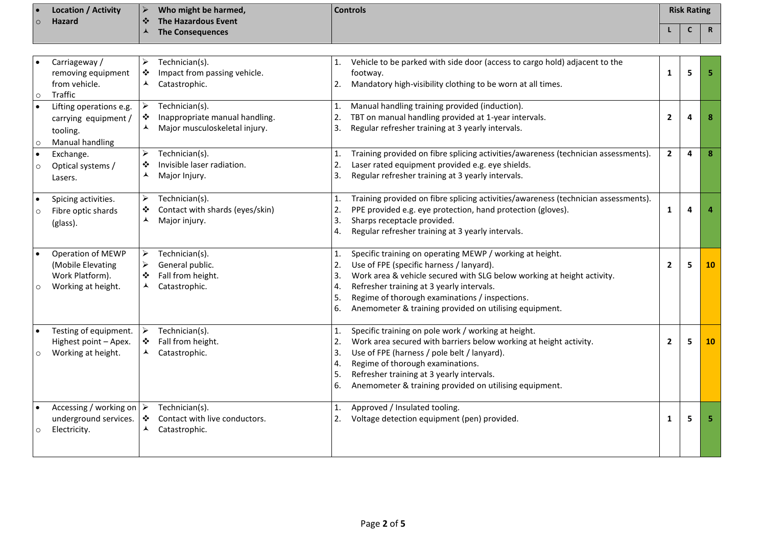| Location / Activity<br>Hazard | Who might be harmed,<br>The Hazardous Event<br>The Consequences | Controls | Risk Rating L | C | R |
|---|---|---|---|---|---|
| • Carriageway / removing equipment from vehicle.<br>○ Traffic | ➢ Technician(s).<br>❖ Impact from passing vehicle.<br>⅄ Catastrophic. | 1. Vehicle to be parked with side door (access to cargo hold) adjacent to the footway.<br>2. Mandatory high-visibility clothing to be worn at all times. | 1 | 5 | 5 |
| • Lifting operations e.g. carrying equipment / tooling.<br>○ Manual handling | ➢ Technician(s).<br>❖ Inappropriate manual handling.<br>⅄ Major musculoskeletal injury. | 1. Manual handling training provided (induction).<br>2. TBT on manual handling provided at 1-year intervals.<br>3. Regular refresher training at 3 yearly intervals. | 2 | 4 | 8 |
| • Exchange.<br>○ Optical systems / Lasers. | ➢ Technician(s).<br>❖ Invisible laser radiation.<br>⅄ Major Injury. | 1. Training provided on fibre splicing activities/awareness (technician assessments).<br>2. Laser rated equipment provided e.g. eye shields.<br>3. Regular refresher training at 3 yearly intervals. | 2 | 4 | 8 |
| • Spicing activities.<br>○ Fibre optic shards (glass). | ➢ Technician(s).<br>❖ Contact with shards (eyes/skin)<br>⅄ Major injury. | 1. Training provided on fibre splicing activities/awareness (technician assessments).<br>2. PPE provided e.g. eye protection, hand protection (gloves).<br>3. Sharps receptacle provided.<br>4. Regular refresher training at 3 yearly intervals. | 1 | 4 | 4 |
| • Operation of MEWP (Mobile Elevating Work Platform).<br>○ Working at height. | ➢ Technician(s).<br>➢ General public.<br>❖ Fall from height.<br>⅄ Catastrophic. | 1. Specific training on operating MEWP / working at height.<br>2. Use of FPE (specific harness / lanyard).<br>3. Work area & vehicle secured with SLG below working at height activity.<br>4. Refresher training at 3 yearly intervals.<br>5. Regime of thorough examinations / inspections.<br>6. Anemometer & training provided on utilising equipment. | 2 | 5 | 10 |
| • Testing of equipment. Highest point – Apex.<br>○ Working at height. | ➢ Technician(s).<br>❖ Fall from height.<br>⅄ Catastrophic. | 1. Specific training on pole work / working at height.<br>2. Work area secured with barriers below working at height activity.<br>3. Use of FPE (harness / pole belt / lanyard).<br>4. Regime of thorough examinations.<br>5. Refresher training at 3 yearly intervals.<br>6. Anemometer & training provided on utilising equipment. | 2 | 5 | 10 |
| • Accessing / working on underground services.<br>○ Electricity. | ➢ Technician(s).<br>❖ Contact with live conductors.<br>⅄ Catastrophic. | 1. Approved / Insulated tooling.<br>2. Voltage detection equipment (pen) provided. | 1 | 5 | 5 |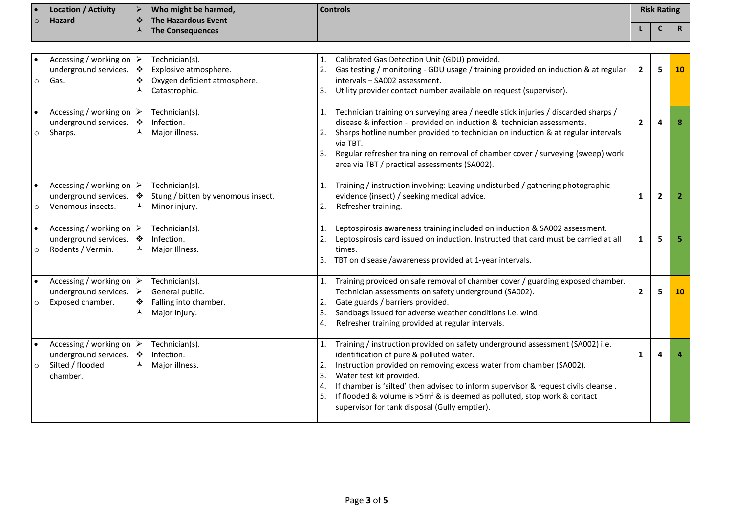| • Location / Activity<br>○ Hazard | ➢ Who might be harmed,<br>❖ The Hazardous Event<br>⅄ The Consequences | Controls | Risk Rating | | |
|---|---|---|---|---|---|
| | | | L | C | R |
| • Accessing / working on underground services.<br>○ Gas. | ➢ Technician(s).<br>❖ Explosive atmosphere.<br>❖ Oxygen deficient atmosphere.<br>⅄ Catastrophic. | 1. Calibrated Gas Detection Unit (GDU) provided.<br>2. Gas testing / monitoring - GDU usage / training provided on induction & at regular intervals – SA002 assessment.<br>3. Utility provider contact number available on request (supervisor). | 2 | 5 | 10 |
| • Accessing / working on underground services.<br>○ Sharps. | ➢ Technician(s).<br>❖ Infection.<br>⅄ Major illness. | 1. Technician training on surveying area / needle stick injuries / discarded sharps / disease & infection - provided on induction & technician assessments.<br>2. Sharps hotline number provided to technician on induction & at regular intervals via TBT.<br>3. Regular refresher training on removal of chamber cover / surveying (sweep) work area via TBT / practical assessments (SA002). | 2 | 4 | 8 |
| • Accessing / working on underground services.<br>○ Venomous insects. | ➢ Technician(s).<br>❖ Stung / bitten by venomous insect.<br>⅄ Minor injury. | 1. Training / instruction involving: Leaving undisturbed / gathering photographic evidence (insect) / seeking medical advice.<br>2. Refresher training. | 1 | 2 | 2 |
| • Accessing / working on underground services.<br>○ Rodents / Vermin. | ➢ Technician(s).<br>❖ Infection.<br>⅄ Major Illness. | 1. Leptospirosis awareness training included on induction & SA002 assessment.<br>2. Leptospirosis card issued on induction. Instructed that card must be carried at all times.<br>3. TBT on disease /awareness provided at 1-year intervals. | 1 | 5 | 5 |
| • Accessing / working on underground services.<br>○ Exposed chamber. | ➢ Technician(s).<br>➢ General public.<br>❖ Falling into chamber.<br>⅄ Major injury. | 1. Training provided on safe removal of chamber cover / guarding exposed chamber. Technician assessments on safety underground (SA002).<br>2. Gate guards / barriers provided.<br>3. Sandbags issued for adverse weather conditions i.e. wind.<br>4. Refresher training provided at regular intervals. | 2 | 5 | 10 |
| • Accessing / working on underground services.<br>○ Silted / flooded chamber. | ➢ Technician(s).<br>❖ Infection.<br>⅄ Major illness. | 1. Training / instruction provided on safety underground assessment (SA002) i.e. identification of pure & polluted water.<br>2. Instruction provided on removing excess water from chamber (SA002).<br>3. Water test kit provided.<br>4. If chamber is 'silted' then advised to inform supervisor & request civils cleanse .<br>5. If flooded & volume is >5m$^3$ & is deemed as polluted, stop work & contact supervisor for tank disposal (Gully emptier). | 1 | 4 | 4 |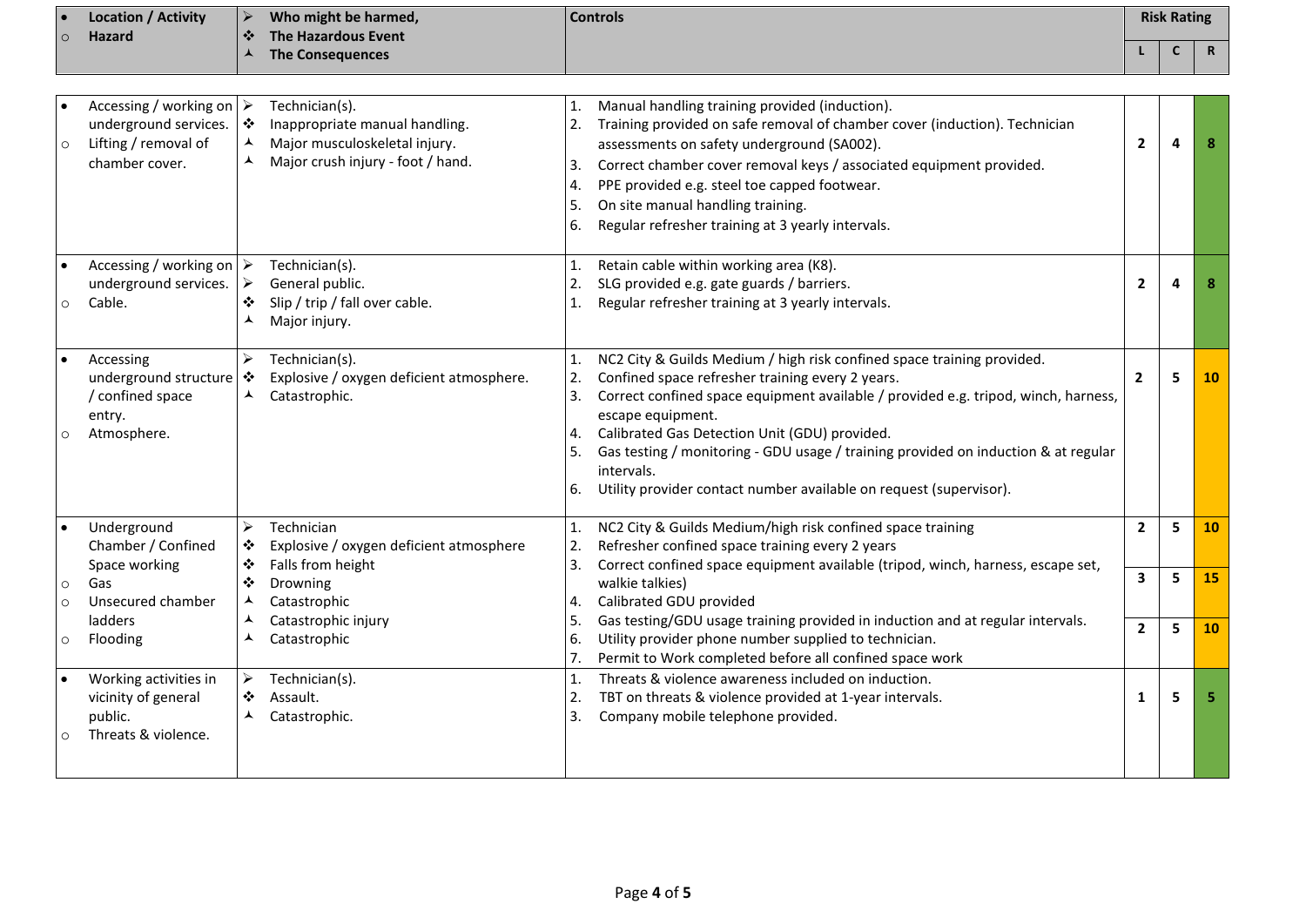| • Location / Activity<br>○ Hazard | ➢ Who might be harmed,<br>❖ The Hazardous Event<br>⅄ The Consequences | Controls | Risk Rating L | C | R |
|---|---|---|---|---|---|
| • Accessing / working on underground services.<br>○ Lifting / removal of chamber cover. | ➢ Technician(s).<br>❖ Inappropriate manual handling.<br>⅄ Major musculoskeletal injury.<br>⅄ Major crush injury - foot / hand. | 1. Manual handling training provided (induction).<br>2. Training provided on safe removal of chamber cover (induction). Technician assessments on safety underground (SA002).<br>3. Correct chamber cover removal keys / associated equipment provided.<br>4. PPE provided e.g. steel toe capped footwear.<br>5. On site manual handling training.<br>6. Regular refresher training at 3 yearly intervals. | 2 | 4 | 8 |
| • Accessing / working on underground services.<br>○ Cable. | ➢ Technician(s).<br>➢ General public.<br>❖ Slip / trip / fall over cable.<br>⅄ Major injury. | 1. Retain cable within working area (K8).<br>2. SLG provided e.g. gate guards / barriers.<br>1. Regular refresher training at 3 yearly intervals. | 2 | 4 | 8 |
| • Accessing underground structure / confined space entry.<br>○ Atmosphere. | ➢ Technician(s).<br>❖ Explosive / oxygen deficient atmosphere.<br>⅄ Catastrophic. | 1. NC2 City & Guilds Medium / high risk confined space training provided.<br>2. Confined space refresher training every 2 years.<br>3. Correct confined space equipment available / provided e.g. tripod, winch, harness, escape equipment.<br>4. Calibrated Gas Detection Unit (GDU) provided.<br>5. Gas testing / monitoring - GDU usage / training provided on induction & at regular intervals.<br>6. Utility provider contact number available on request (supervisor). | 2 | 5 | 10 |
| • Underground Chamber / Confined Space working<br>○ Gas<br>○ Unsecured chamber ladders<br>○ Flooding | ➢ Technician<br>❖ Explosive / oxygen deficient atmosphere<br>❖ Falls from height<br>❖ Drowning<br>⅄ Catastrophic<br>⅄ Catastrophic injury<br>⅄ Catastrophic | 1. NC2 City & Guilds Medium/high risk confined space training<br>2. Refresher confined space training every 2 years<br>3. Correct confined space equipment available (tripod, winch, harness, escape set, walkie talkies)<br>4. Calibrated GDU provided<br>5. Gas testing/GDU usage training provided in induction and at regular intervals.<br>6. Utility provider phone number supplied to technician.<br>7. Permit to Work completed before all confined space work | 2<br>3<br>2 | 5<br>5<br>5 | 10<br>15<br>10 |
| • Working activities in vicinity of general public.<br>○ Threats & violence. | ➢ Technician(s).<br>❖ Assault.<br>⅄ Catastrophic. | 1. Threats & violence awareness included on induction.<br>2. TBT on threats & violence provided at 1-year intervals.<br>3. Company mobile telephone provided. | 1 | 5 | 5 |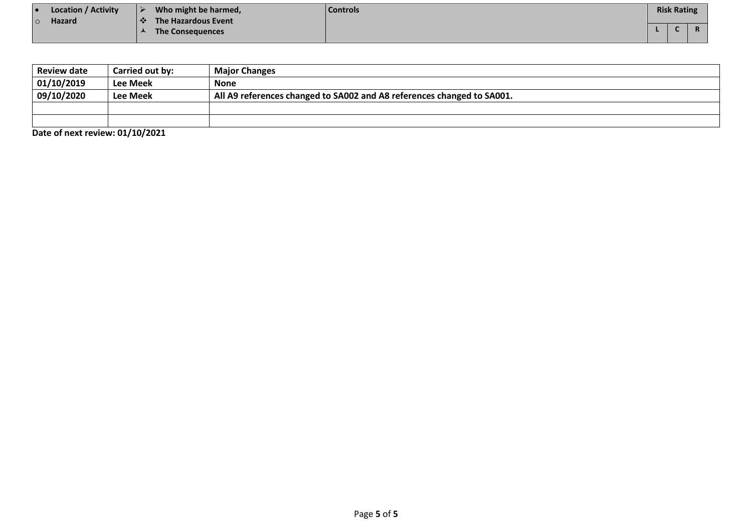| • Location / Activity<br>○ Hazard | ➢ Who might be harmed,<br>❖ The Hazardous Event<br>⅄ The Consequences | Controls | Risk Rating | | |
|---|---|---|---|---|---|
| | | | L | C | R |

| Review date | Carried out by: | Major Changes |
|---|---|---|
| 01/10/2019 | Lee Meek | None |
| 09/10/2020 | Lee Meek | All A9 references changed to SA002 and A8 references changed to SA001. |
| | | |
| | | |

**Date of next review: 01/10/2021**